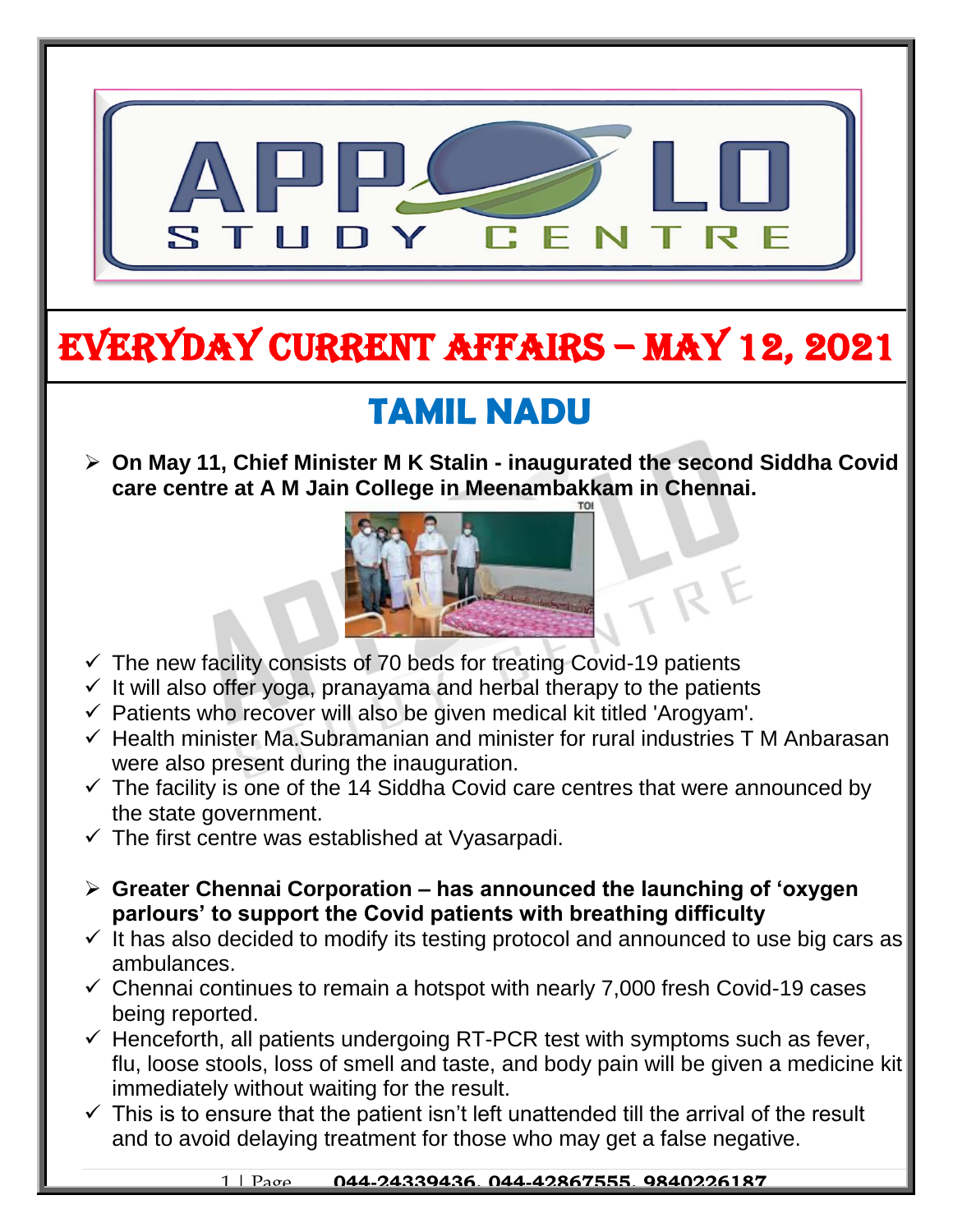# EVERYDAY CURRENT AFFAIRS – MAY 12, 2021

## TAMIL NADU

- **On May 11, Chief Minister M K Stalin - inaugurated the second Siddha Covid care centre at A M Jain College in Meenambakkam in Chennai.**
  - ✓ The new facility consists of 70 beds for treating Covid-19 patients
  - ✓ It will also offer yoga, pranayama and herbal therapy to the patients
  - ✓ Patients who recover will also be given medical kit titled 'Arogyam'.
  - ✓ Health minister Ma.Subramanian and minister for rural industries T M Anbarasan were also present during the inauguration.
  - ✓ The facility is one of the 14 Siddha Covid care centres that were announced by the state government.
  - ✓ The first centre was established at Vyasarpadi.

- **Greater Chennai Corporation – has announced the launching of 'oxygen parlours' to support the Covid patients with breathing difficulty**
  - ✓ It has also decided to modify its testing protocol and announced to use big cars as ambulances.
  - ✓ Chennai continues to remain a hotspot with nearly 7,000 fresh Covid-19 cases being reported.
  - ✓ Henceforth, all patients undergoing RT-PCR test with symptoms such as fever, flu, loose stools, loss of smell and taste, and body pain will be given a medicine kit immediately without waiting for the result.
  - ✓ This is to ensure that the patient isn't left unattended till the arrival of the result and to avoid delaying treatment for those who may get a false negative.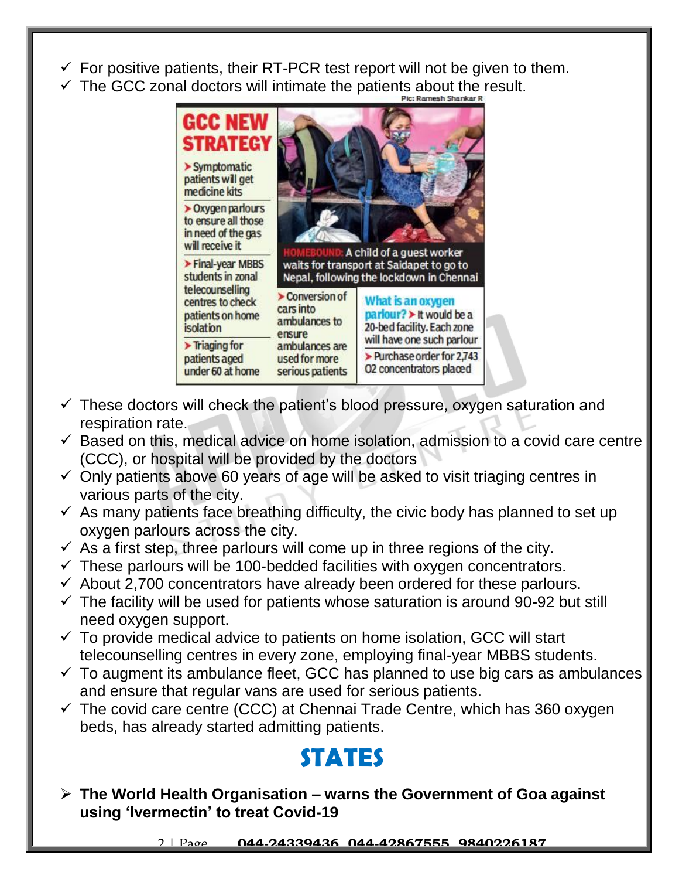- ✓ For positive patients, their RT-PCR test report will not be given to them.
- ✓ The GCC zonal doctors will intimate the patients about the result.

Pic: Ramesh Shankar R

**GCC NEW STRATEGY**

- ➤ Symptomatic patients will get medicine kits
- ➤ Oxygen parlours to ensure all those in need of the gas will receive it
- ➤ Final-year MBBS students in zonal telecounselling centres to check patients on home isolation
- ➤ Triaging for patients aged under 60 at home
- ➤ Conversion of cars into ambulances to ensure ambulances are used for more serious patients

**HOMEBOUND:** A child of a guest worker waits for transport at Saidapet to go to Nepal, following the lockdown in Chennai

**What is an oxygen parlour?** ➤ It would be a 20-bed facility. Each zone will have one such parlour

➤ Purchase order for 2,743 O2 concentrators placed

- ✓ These doctors will check the patient's blood pressure, oxygen saturation and respiration rate.
- ✓ Based on this, medical advice on home isolation, admission to a covid care centre (CCC), or hospital will be provided by the doctors
- ✓ Only patients above 60 years of age will be asked to visit triaging centres in various parts of the city.
- ✓ As many patients face breathing difficulty, the civic body has planned to set up oxygen parlours across the city.
- ✓ As a first step, three parlours will come up in three regions of the city.
- ✓ These parlours will be 100-bedded facilities with oxygen concentrators.
- ✓ About 2,700 concentrators have already been ordered for these parlours.
- ✓ The facility will be used for patients whose saturation is around 90-92 but still need oxygen support.
- ✓ To provide medical advice to patients on home isolation, GCC will start telecounselling centres in every zone, employing final-year MBBS students.
- ✓ To augment its ambulance fleet, GCC has planned to use big cars as ambulances and ensure that regular vans are used for serious patients.
- ✓ The covid care centre (CCC) at Chennai Trade Centre, which has 360 oxygen beds, has already started admitting patients.

# STATES

- ➤ **The World Health Organisation – warns the Government of Goa against using 'Ivermectin' to treat Covid-19**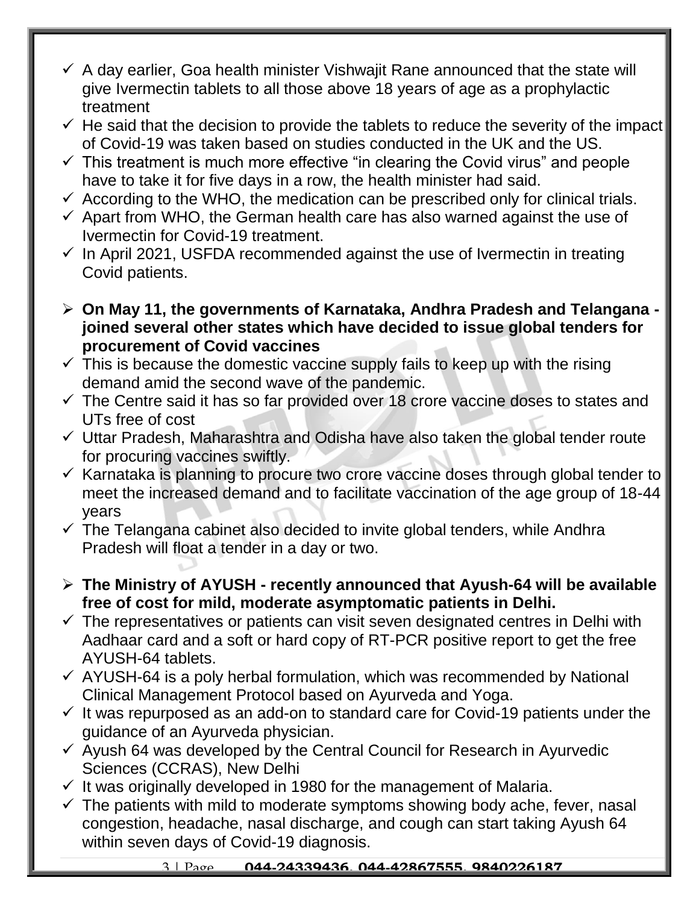- A day earlier, Goa health minister Vishwajit Rane announced that the state will give Ivermectin tablets to all those above 18 years of age as a prophylactic treatment
- He said that the decision to provide the tablets to reduce the severity of the impact of Covid-19 was taken based on studies conducted in the UK and the US.
- This treatment is much more effective "in clearing the Covid virus" and people have to take it for five days in a row, the health minister had said.
- According to the WHO, the medication can be prescribed only for clinical trials.
- Apart from WHO, the German health care has also warned against the use of Ivermectin for Covid-19 treatment.
- In April 2021, USFDA recommended against the use of Ivermectin in treating Covid patients.

- **On May 11, the governments of Karnataka, Andhra Pradesh and Telangana - joined several other states which have decided to issue global tenders for procurement of Covid vaccines**
- This is because the domestic vaccine supply fails to keep up with the rising demand amid the second wave of the pandemic.
- The Centre said it has so far provided over 18 crore vaccine doses to states and UTs free of cost
- Uttar Pradesh, Maharashtra and Odisha have also taken the global tender route for procuring vaccines swiftly.
- Karnataka is planning to procure two crore vaccine doses through global tender to meet the increased demand and to facilitate vaccination of the age group of 18-44 years
- The Telangana cabinet also decided to invite global tenders, while Andhra Pradesh will float a tender in a day or two.

- **The Ministry of AYUSH - recently announced that Ayush-64 will be available free of cost for mild, moderate asymptomatic patients in Delhi.**
- The representatives or patients can visit seven designated centres in Delhi with Aadhaar card and a soft or hard copy of RT-PCR positive report to get the free AYUSH-64 tablets.
- AYUSH-64 is a poly herbal formulation, which was recommended by National Clinical Management Protocol based on Ayurveda and Yoga.
- It was repurposed as an add-on to standard care for Covid-19 patients under the guidance of an Ayurveda physician.
- Ayush 64 was developed by the Central Council for Research in Ayurvedic Sciences (CCRAS), New Delhi
- It was originally developed in 1980 for the management of Malaria.
- The patients with mild to moderate symptoms showing body ache, fever, nasal congestion, headache, nasal discharge, and cough can start taking Ayush 64 within seven days of Covid-19 diagnosis.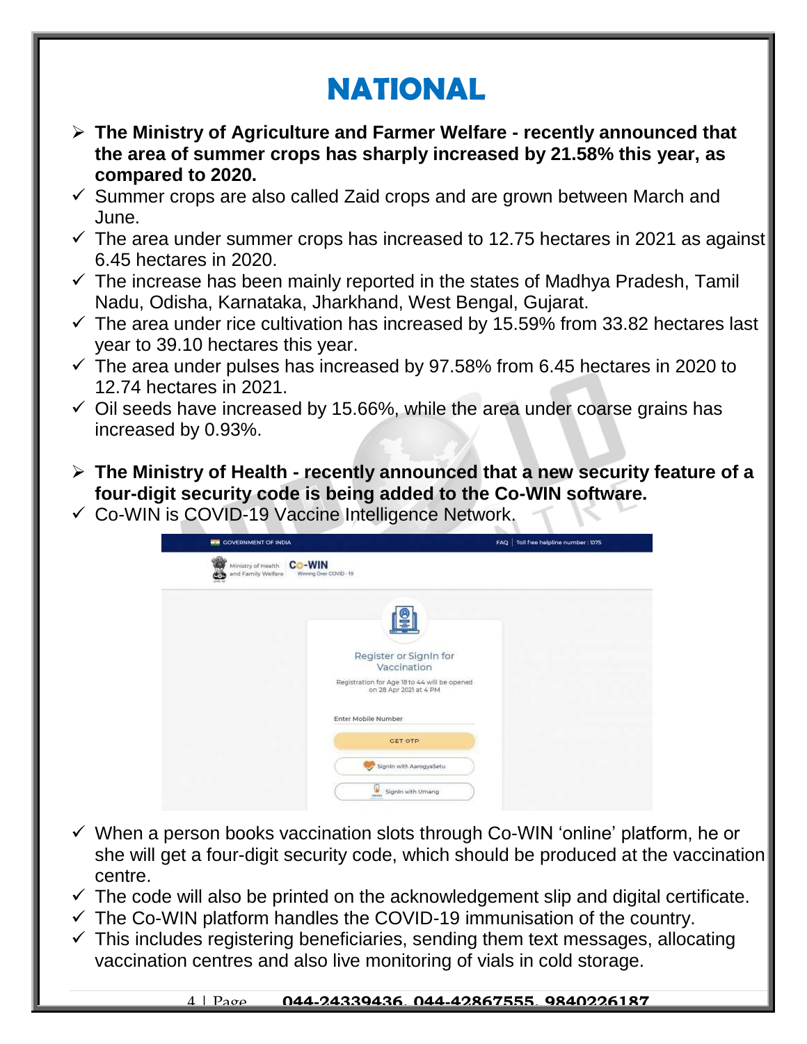# NATIONAL

- **The Ministry of Agriculture and Farmer Welfare - recently announced that the area of summer crops has sharply increased by 21.58% this year, as compared to 2020.**
  - ✓ Summer crops are also called Zaid crops and are grown between March and June.
  - ✓ The area under summer crops has increased to 12.75 hectares in 2021 as against 6.45 hectares in 2020.
  - ✓ The increase has been mainly reported in the states of Madhya Pradesh, Tamil Nadu, Odisha, Karnataka, Jharkhand, West Bengal, Gujarat.
  - ✓ The area under rice cultivation has increased by 15.59% from 33.82 hectares last year to 39.10 hectares this year.
  - ✓ The area under pulses has increased by 97.58% from 6.45 hectares in 2020 to 12.74 hectares in 2021.
  - ✓ Oil seeds have increased by 15.66%, while the area under coarse grains has increased by 0.93%.

- **The Ministry of Health - recently announced that a new security feature of a four-digit security code is being added to the Co-WIN software.**
  - ✓ Co-WIN is COVID-19 Vaccine Intelligence Network.
  - ✓ When a person books vaccination slots through Co-WIN 'online' platform, he or she will get a four-digit security code, which should be produced at the vaccination centre.
  - ✓ The code will also be printed on the acknowledgement slip and digital certificate.
  - ✓ The Co-WIN platform handles the COVID-19 immunisation of the country.
  - ✓ This includes registering beneficiaries, sending them text messages, allocating vaccination centres and also live monitoring of vials in cold storage.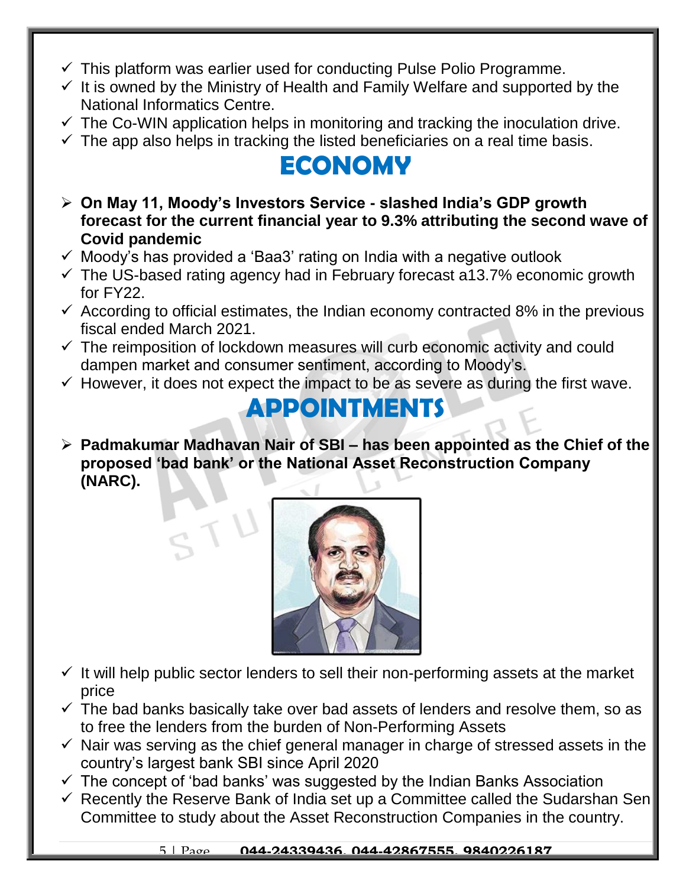- ✓ This platform was earlier used for conducting Pulse Polio Programme.
- ✓ It is owned by the Ministry of Health and Family Welfare and supported by the National Informatics Centre.
- ✓ The Co-WIN application helps in monitoring and tracking the inoculation drive.
- ✓ The app also helps in tracking the listed beneficiaries on a real time basis.

# ECONOMY

- **On May 11, Moody's Investors Service - slashed India's GDP growth forecast for the current financial year to 9.3% attributing the second wave of Covid pandemic**
  - ✓ Moody's has provided a 'Baa3' rating on India with a negative outlook
  - ✓ The US-based rating agency had in February forecast a13.7% economic growth for FY22.
  - ✓ According to official estimates, the Indian economy contracted 8% in the previous fiscal ended March 2021.
  - ✓ The reimposition of lockdown measures will curb economic activity and could dampen market and consumer sentiment, according to Moody's.
  - ✓ However, it does not expect the impact to be as severe as during the first wave.

# APPOINTMENTS

- **Padmakumar Madhavan Nair of SBI – has been appointed as the Chief of the proposed 'bad bank' or the National Asset Reconstruction Company (NARC).**
  - ✓ It will help public sector lenders to sell their non-performing assets at the market price
  - ✓ The bad banks basically take over bad assets of lenders and resolve them, so as to free the lenders from the burden of Non-Performing Assets
  - ✓ Nair was serving as the chief general manager in charge of stressed assets in the country's largest bank SBI since April 2020
  - ✓ The concept of 'bad banks' was suggested by the Indian Banks Association
  - ✓ Recently the Reserve Bank of India set up a Committee called the Sudarshan Sen Committee to study about the Asset Reconstruction Companies in the country.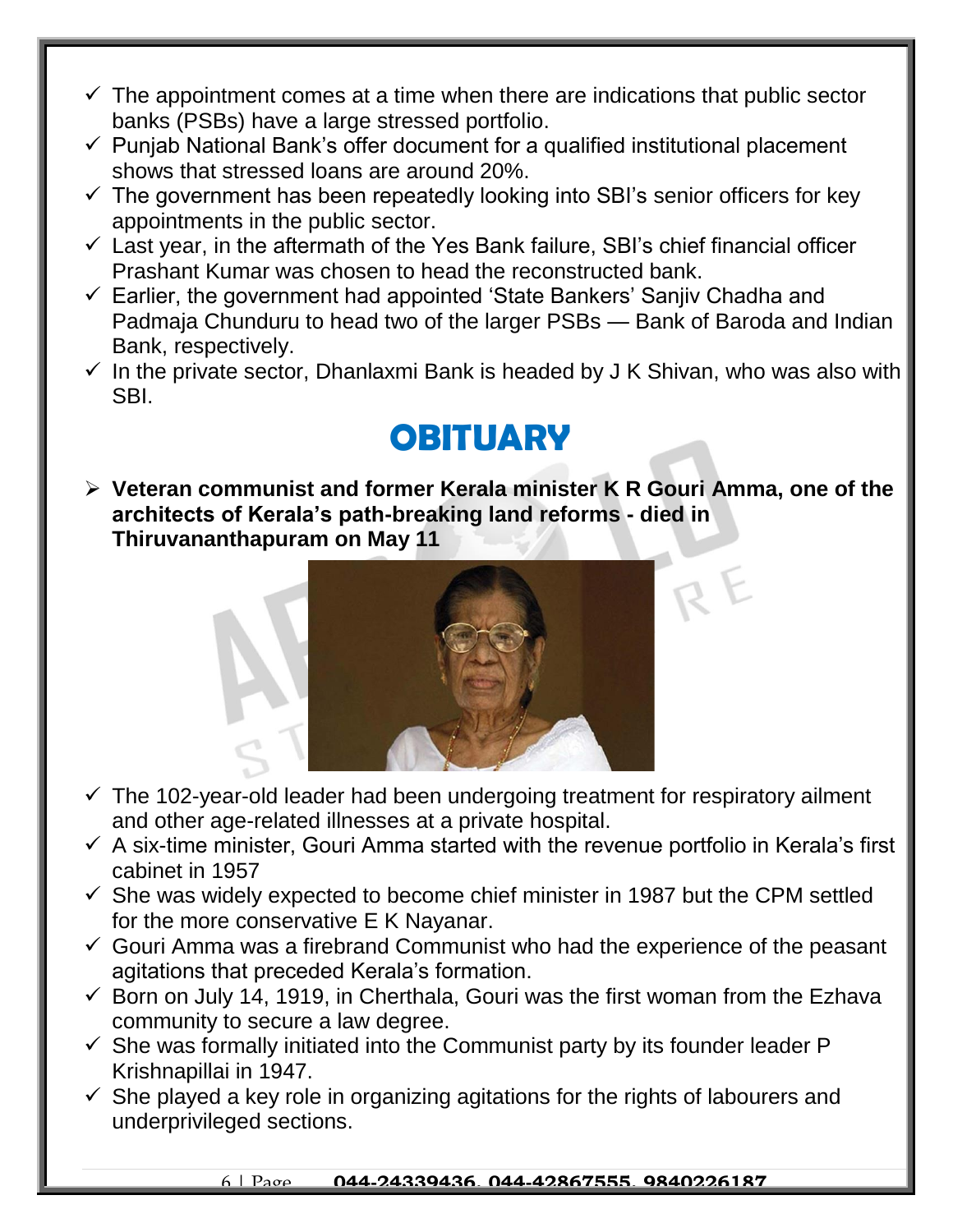- The appointment comes at a time when there are indications that public sector banks (PSBs) have a large stressed portfolio.
- Punjab National Bank's offer document for a qualified institutional placement shows that stressed loans are around 20%.
- The government has been repeatedly looking into SBI's senior officers for key appointments in the public sector.
- Last year, in the aftermath of the Yes Bank failure, SBI's chief financial officer Prashant Kumar was chosen to head the reconstructed bank.
- Earlier, the government had appointed 'State Bankers' Sanjiv Chadha and Padmaja Chunduru to head two of the larger PSBs — Bank of Baroda and Indian Bank, respectively.
- In the private sector, Dhanlaxmi Bank is headed by J K Shivan, who was also with SBI.

# OBITUARY

- **Veteran communist and former Kerala minister K R Gouri Amma, one of the architects of Kerala's path-breaking land reforms - died in Thiruvananthapuram on May 11**

  - The 102-year-old leader had been undergoing treatment for respiratory ailment and other age-related illnesses at a private hospital.
  - A six-time minister, Gouri Amma started with the revenue portfolio in Kerala's first cabinet in 1957
  - She was widely expected to become chief minister in 1987 but the CPM settled for the more conservative E K Nayanar.
  - Gouri Amma was a firebrand Communist who had the experience of the peasant agitations that preceded Kerala's formation.
  - Born on July 14, 1919, in Cherthala, Gouri was the first woman from the Ezhava community to secure a law degree.
  - She was formally initiated into the Communist party by its founder leader P Krishnapillai in 1947.
  - She played a key role in organizing agitations for the rights of labourers and underprivileged sections.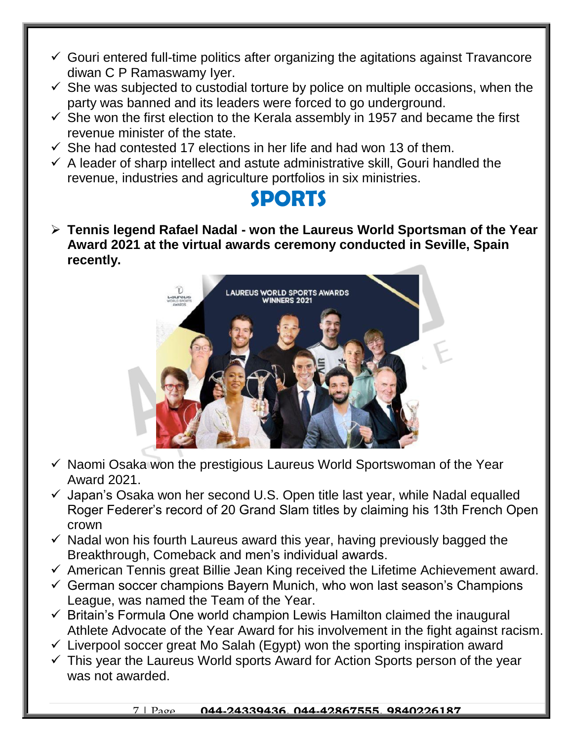- ✓ Gouri entered full-time politics after organizing the agitations against Travancore diwan C P Ramaswamy Iyer.
- ✓ She was subjected to custodial torture by police on multiple occasions, when the party was banned and its leaders were forced to go underground.
- ✓ She won the first election to the Kerala assembly in 1957 and became the first revenue minister of the state.
- ✓ She had contested 17 elections in her life and had won 13 of them.
- ✓ A leader of sharp intellect and astute administrative skill, Gouri handled the revenue, industries and agriculture portfolios in six ministries.

# SPORTS

- **Tennis legend Rafael Nadal - won the Laureus World Sportsman of the Year Award 2021 at the virtual awards ceremony conducted in Seville, Spain recently.**

- ✓ Naomi Osaka won the prestigious Laureus World Sportswoman of the Year Award 2021.
- ✓ Japan's Osaka won her second U.S. Open title last year, while Nadal equalled Roger Federer's record of 20 Grand Slam titles by claiming his 13th French Open crown
- ✓ Nadal won his fourth Laureus award this year, having previously bagged the Breakthrough, Comeback and men's individual awards.
- ✓ American Tennis great Billie Jean King received the Lifetime Achievement award.
- ✓ German soccer champions Bayern Munich, who won last season's Champions League, was named the Team of the Year.
- ✓ Britain's Formula One world champion Lewis Hamilton claimed the inaugural Athlete Advocate of the Year Award for his involvement in the fight against racism.
- ✓ Liverpool soccer great Mo Salah (Egypt) won the sporting inspiration award
- ✓ This year the Laureus World sports Award for Action Sports person of the year was not awarded.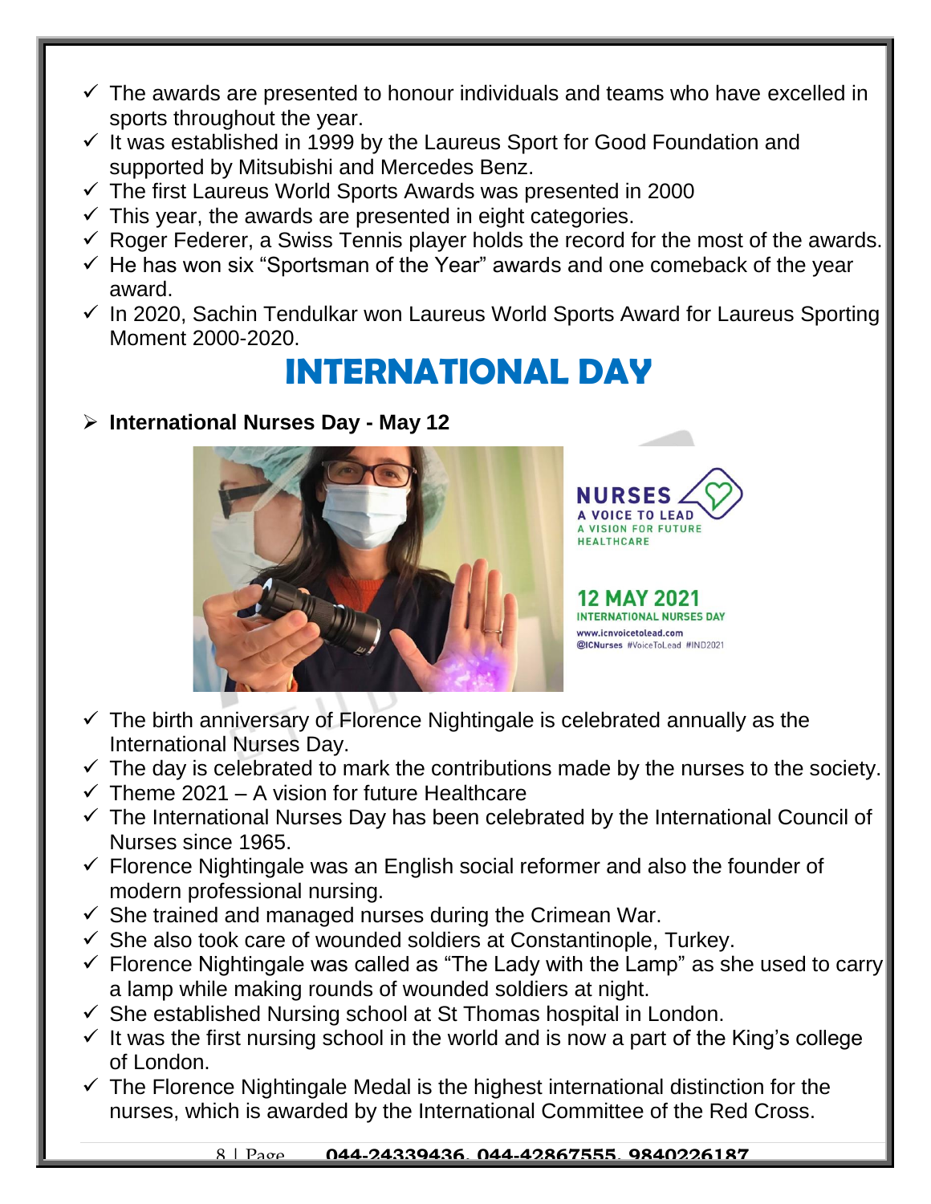- ✓ The awards are presented to honour individuals and teams who have excelled in sports throughout the year.
- ✓ It was established in 1999 by the Laureus Sport for Good Foundation and supported by Mitsubishi and Mercedes Benz.
- ✓ The first Laureus World Sports Awards was presented in 2000
- ✓ This year, the awards are presented in eight categories.
- ✓ Roger Federer, a Swiss Tennis player holds the record for the most of the awards.
- ✓ He has won six "Sportsman of the Year" awards and one comeback of the year award.
- ✓ In 2020, Sachin Tendulkar won Laureus World Sports Award for Laureus Sporting Moment 2000-2020.

# INTERNATIONAL DAY

- **International Nurses Day - May 12**

- ✓ The birth anniversary of Florence Nightingale is celebrated annually as the International Nurses Day.
- ✓ The day is celebrated to mark the contributions made by the nurses to the society.
- ✓ Theme 2021 – A vision for future Healthcare
- ✓ The International Nurses Day has been celebrated by the International Council of Nurses since 1965.
- ✓ Florence Nightingale was an English social reformer and also the founder of modern professional nursing.
- ✓ She trained and managed nurses during the Crimean War.
- ✓ She also took care of wounded soldiers at Constantinople, Turkey.
- ✓ Florence Nightingale was called as "The Lady with the Lamp" as she used to carry a lamp while making rounds of wounded soldiers at night.
- ✓ She established Nursing school at St Thomas hospital in London.
- ✓ It was the first nursing school in the world and is now a part of the King's college of London.
- ✓ The Florence Nightingale Medal is the highest international distinction for the nurses, which is awarded by the International Committee of the Red Cross.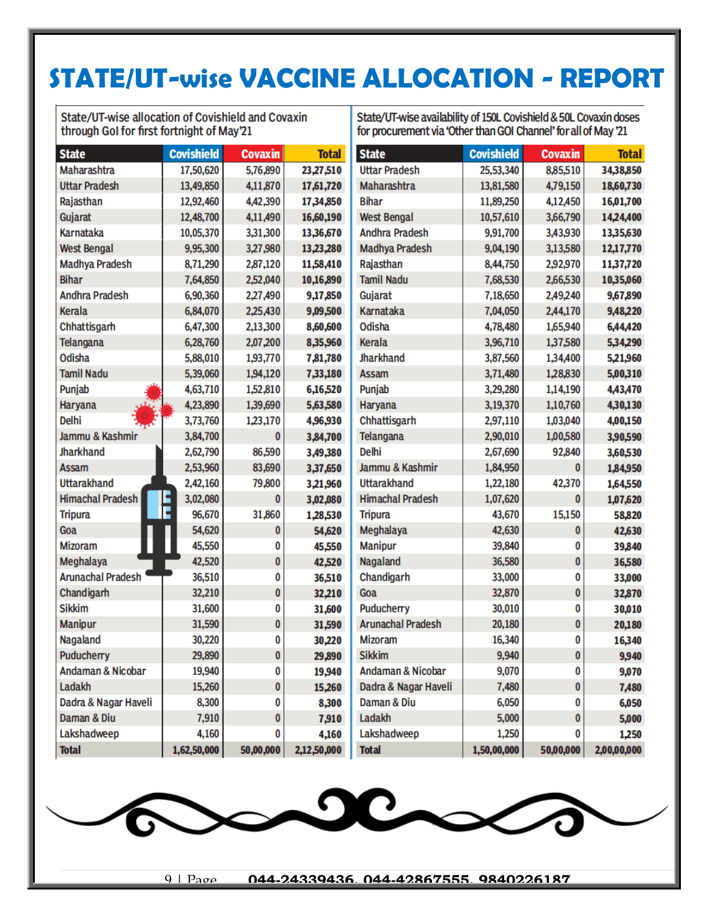# STATE/UT-wise VACCINE ALLOCATION - REPORT

State/UT-wise allocation of Covishield and Covaxin through GoI for first fortnight of May'21

| State | Covishield | Covaxin | Total |
|---|---|---|---|
| Maharashtra | 17,50,620 | 5,76,890 | 23,27,510 |
| Uttar Pradesh | 13,49,850 | 4,11,870 | 17,61,720 |
| Rajasthan | 12,92,460 | 4,42,390 | 17,34,850 |
| Gujarat | 12,48,700 | 4,11,490 | 16,60,190 |
| Karnataka | 10,05,370 | 3,31,300 | 13,36,670 |
| West Bengal | 9,95,300 | 3,27,980 | 13,23,280 |
| Madhya Pradesh | 8,71,290 | 2,87,120 | 11,58,410 |
| Bihar | 7,64,850 | 2,52,040 | 10,16,890 |
| Andhra Pradesh | 6,90,360 | 2,27,490 | 9,17,850 |
| Kerala | 6,84,070 | 2,25,430 | 9,09,500 |
| Chhattisgarh | 6,47,300 | 2,13,300 | 8,60,600 |
| Telangana | 6,28,760 | 2,07,200 | 8,35,960 |
| Odisha | 5,88,010 | 1,93,770 | 7,81,780 |
| Tamil Nadu | 5,39,060 | 1,94,120 | 7,33,180 |
| Punjab | 4,63,710 | 1,52,810 | 6,16,520 |
| Haryana | 4,23,890 | 1,39,690 | 5,63,580 |
| Delhi | 3,73,760 | 1,23,170 | 4,96,930 |
| Jammu & Kashmir | 3,84,700 | 0 | 3,84,700 |
| Jharkhand | 2,62,790 | 86,590 | 3,49,380 |
| Assam | 2,53,960 | 83,690 | 3,37,650 |
| Uttarakhand | 2,42,160 | 79,800 | 3,21,960 |
| Himachal Pradesh | 3,02,080 | 0 | 3,02,080 |
| Tripura | 96,670 | 31,860 | 1,28,530 |
| Goa | 54,620 | 0 | 54,620 |
| Mizoram | 45,550 | 0 | 45,550 |
| Meghalaya | 42,520 | 0 | 42,520 |
| Arunachal Pradesh | 36,510 | 0 | 36,510 |
| Chandigarh | 32,210 | 0 | 32,210 |
| Sikkim | 31,600 | 0 | 31,600 |
| Manipur | 31,590 | 0 | 31,590 |
| Nagaland | 30,220 | 0 | 30,220 |
| Puducherry | 29,890 | 0 | 29,890 |
| Andaman & Nicobar | 19,940 | 0 | 19,940 |
| Ladakh | 15,260 | 0 | 15,260 |
| Dadra & Nagar Haveli | 8,300 | 0 | 8,300 |
| Daman & Diu | 7,910 | 0 | 7,910 |
| Lakshadweep | 4,160 | 0 | 4,160 |
| **Total** | **1,62,50,000** | **50,00,000** | **2,12,50,000** |

State/UT-wise availability of 150L Covishield & 50L Covaxin doses for procurement via 'Other than GOI Channel' for all of May '21

| State | Covishield | Covaxin | Total |
|---|---|---|---|
| Uttar Pradesh | 25,53,340 | 8,85,510 | 34,38,850 |
| Maharashtra | 13,81,580 | 4,79,150 | 18,60,730 |
| Bihar | 11,89,250 | 4,12,450 | 16,01,700 |
| West Bengal | 10,57,610 | 3,66,790 | 14,24,400 |
| Andhra Pradesh | 9,91,700 | 3,43,930 | 13,35,630 |
| Madhya Pradesh | 9,04,190 | 3,13,580 | 12,17,770 |
| Rajasthan | 8,44,750 | 2,92,970 | 11,37,720 |
| Tamil Nadu | 7,68,530 | 2,66,530 | 10,35,060 |
| Gujarat | 7,18,650 | 2,49,240 | 9,67,890 |
| Karnataka | 7,04,050 | 2,44,170 | 9,48,220 |
| Odisha | 4,78,480 | 1,65,940 | 6,44,420 |
| Kerala | 3,96,710 | 1,37,580 | 5,34,290 |
| Jharkhand | 3,87,560 | 1,34,400 | 5,21,960 |
| Assam | 3,71,480 | 1,28,830 | 5,00,310 |
| Punjab | 3,29,280 | 1,14,190 | 4,43,470 |
| Haryana | 3,19,370 | 1,10,760 | 4,30,130 |
| Chhattisgarh | 2,97,110 | 1,03,040 | 4,00,150 |
| Telangana | 2,90,010 | 1,00,580 | 3,90,590 |
| Delhi | 2,67,690 | 92,840 | 3,60,530 |
| Jammu & Kashmir | 1,84,950 | 0 | 1,84,950 |
| Uttarakhand | 1,22,180 | 42,370 | 1,64,550 |
| Himachal Pradesh | 1,07,620 | 0 | 1,07,620 |
| Tripura | 43,670 | 15,150 | 58,820 |
| Meghalaya | 42,630 | 0 | 42,630 |
| Manipur | 39,840 | 0 | 39,840 |
| Nagaland | 36,580 | 0 | 36,580 |
| Chandigarh | 33,000 | 0 | 33,000 |
| Goa | 32,870 | 0 | 32,870 |
| Puducherry | 30,010 | 0 | 30,010 |
| Arunachal Pradesh | 20,180 | 0 | 20,180 |
| Mizoram | 16,340 | 0 | 16,340 |
| Sikkim | 9,940 | 0 | 9,940 |
| Andaman & Nicobar | 9,070 | 0 | 9,070 |
| Dadra & Nagar Haveli | 7,480 | 0 | 7,480 |
| Daman & Diu | 6,050 | 0 | 6,050 |
| Ladakh | 5,000 | 0 | 5,000 |
| Lakshadweep | 1,250 | 0 | 1,250 |
| **Total** | **1,50,00,000** | **50,00,000** | **2,00,00,000** |

044-24339436, 044-42867555, 9840226187